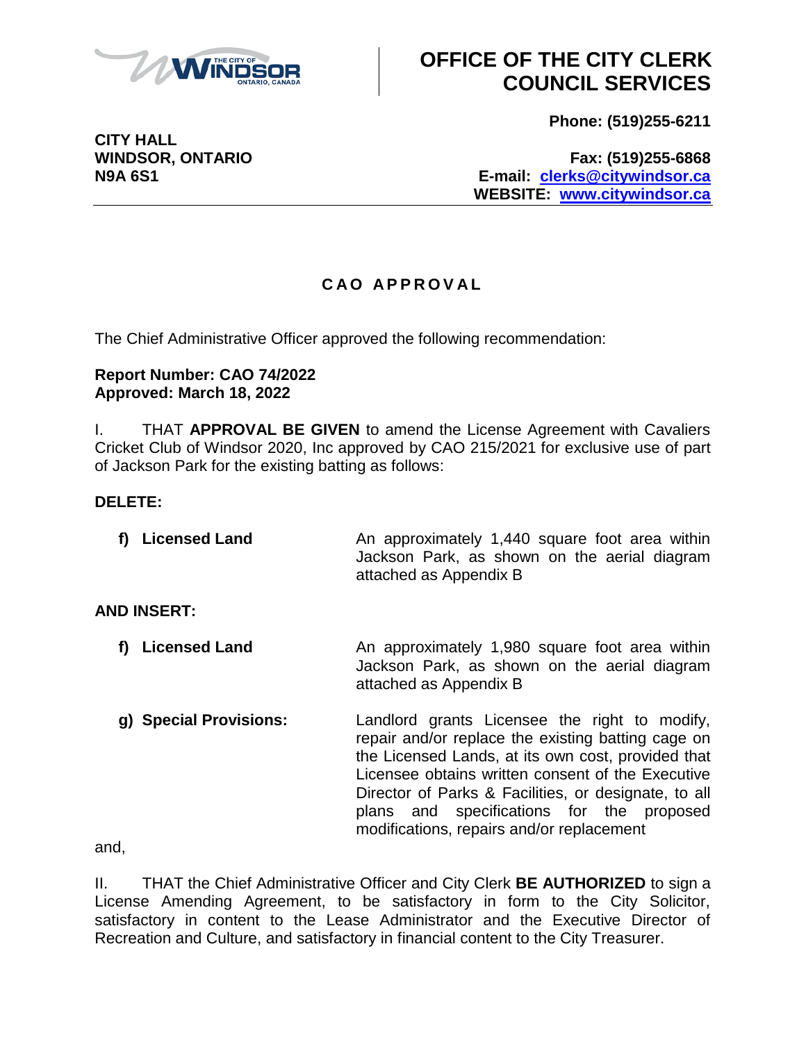# OFFICE OF THE CITY CLERK COUNCIL SERVICES

**CITY HALL**
**WINDSOR, ONTARIO**
**N9A 6S1**

**Phone: (519)255-6211**
**Fax: (519)255-6868**
**E-mail: clerks@citywindsor.ca**
**WEBSITE: www.citywindsor.ca**

## CAO APPROVAL

The Chief Administrative Officer approved the following recommendation:

**Report Number: CAO 74/2022**
**Approved: March 18, 2022**

I. THAT **APPROVAL BE GIVEN** to amend the License Agreement with Cavaliers Cricket Club of Windsor 2020, Inc approved by CAO 215/2021 for exclusive use of part of Jackson Park for the existing batting as follows:

**DELETE:**

| | |
|---|---|
| **f) Licensed Land** | An approximately 1,440 square foot area within Jackson Park, as shown on the aerial diagram attached as Appendix B |

**AND INSERT:**

| | |
|---|---|
| **f) Licensed Land** | An approximately 1,980 square foot area within Jackson Park, as shown on the aerial diagram attached as Appendix B |
| **g) Special Provisions:** | Landlord grants Licensee the right to modify, repair and/or replace the existing batting cage on the Licensed Lands, at its own cost, provided that Licensee obtains written consent of the Executive Director of Parks & Facilities, or designate, to all plans and specifications for the proposed modifications, repairs and/or replacement |

and,

II. THAT the Chief Administrative Officer and City Clerk **BE AUTHORIZED** to sign a License Amending Agreement, to be satisfactory in form to the City Solicitor, satisfactory in content to the Lease Administrator and the Executive Director of Recreation and Culture, and satisfactory in financial content to the City Treasurer.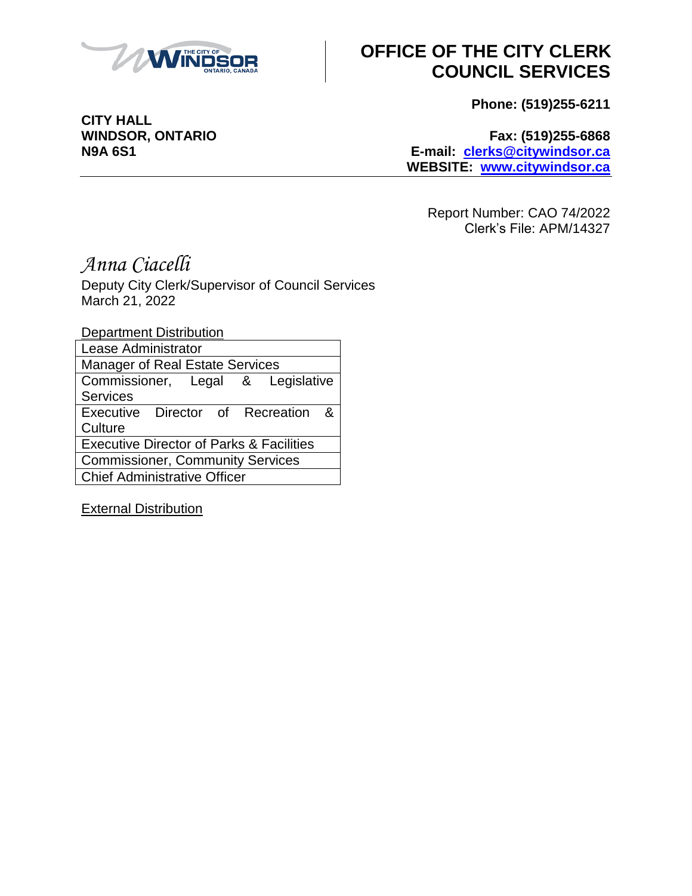# OFFICE OF THE CITY CLERK
# COUNCIL SERVICES

**Phone: (519)255-6211**

**CITY HALL**
**WINDSOR, ONTARIO**
**N9A 6S1**

**Fax: (519)255-6868**
**E-mail: clerks@citywindsor.ca**
**WEBSITE: www.citywindsor.ca**

Report Number: CAO 74/2022
Clerk's File: APM/14327

*Anna Ciacelli*
Deputy City Clerk/Supervisor of Council Services
March 21, 2022

Department Distribution

| |
|---|
| Lease Administrator |
| Manager of Real Estate Services |
| Commissioner, Legal & Legislative Services |
| Executive Director of Recreation & Culture |
| Executive Director of Parks & Facilities |
| Commissioner, Community Services |
| Chief Administrative Officer |

External Distribution